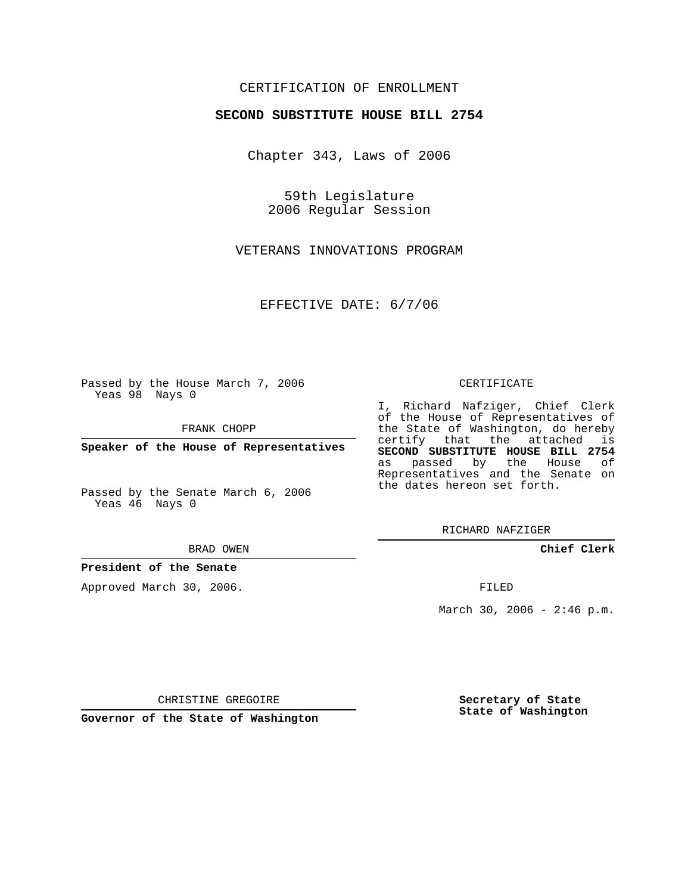CERTIFICATION OF ENROLLMENT

**SECOND SUBSTITUTE HOUSE BILL 2754**

Chapter 343, Laws of 2006

59th Legislature
2006 Regular Session

VETERANS INNOVATIONS PROGRAM

EFFECTIVE DATE: 6/7/06

Passed by the House March 7, 2006
Yeas 98 Nays 0

FRANK CHOPP

**Speaker of the House of Representatives**

Passed by the Senate March 6, 2006
Yeas 46 Nays 0

BRAD OWEN

**President of the Senate**

Approved March 30, 2006.

CHRISTINE GREGOIRE

**Governor of the State of Washington**

CERTIFICATE

I, Richard Nafziger, Chief Clerk of the House of Representatives of the State of Washington, do hereby certify that the attached is **SECOND SUBSTITUTE HOUSE BILL 2754** as passed by the House of Representatives and the Senate on the dates hereon set forth.

RICHARD NAFZIGER

**Chief Clerk**

FILED

March 30, 2006 - 2:46 p.m.

**Secretary of State**
**State of Washington**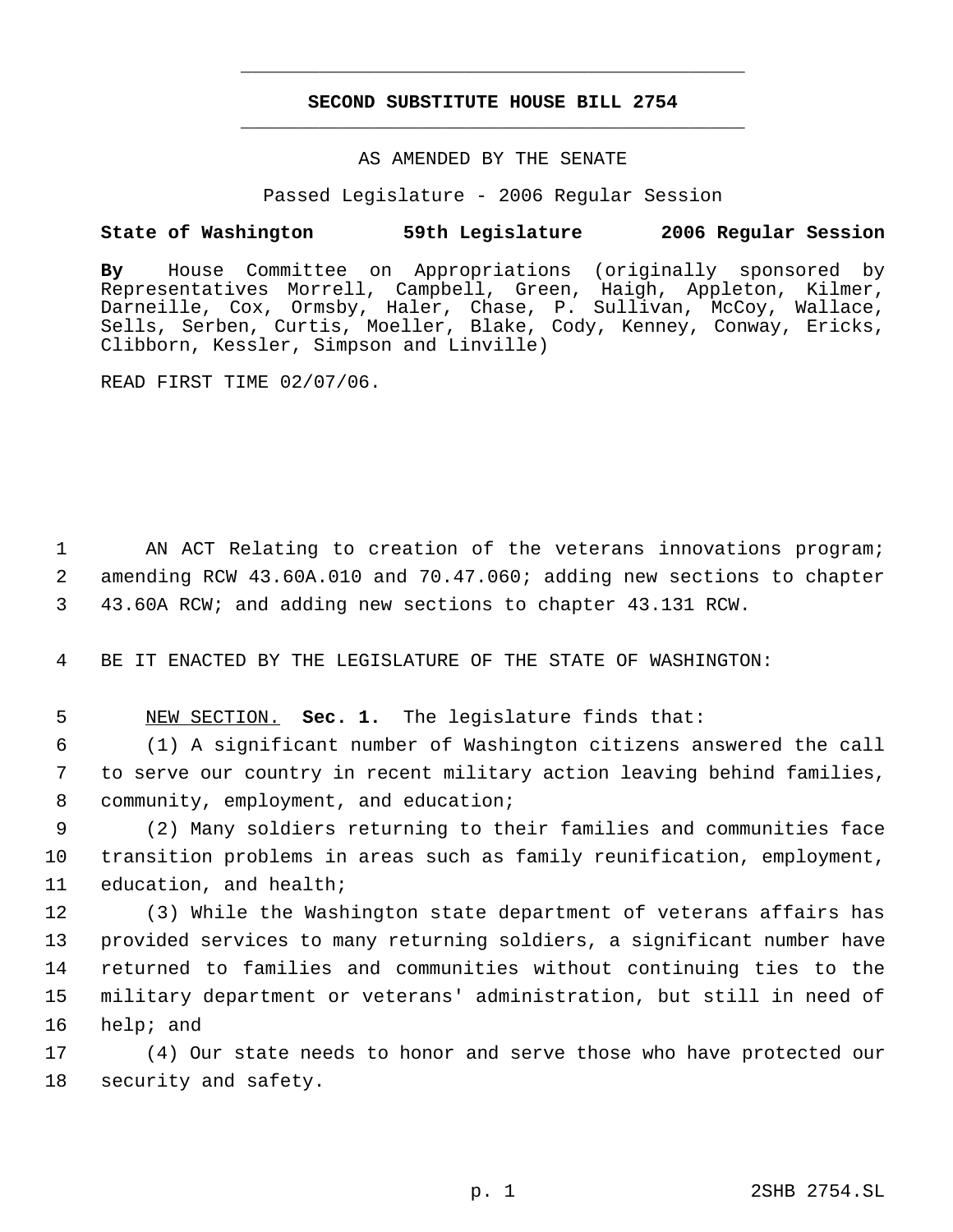# SECOND SUBSTITUTE HOUSE BILL 2754

AS AMENDED BY THE SENATE

Passed Legislature - 2006 Regular Session

**State of Washington 59th Legislature 2006 Regular Session**

**By** House Committee on Appropriations (originally sponsored by Representatives Morrell, Campbell, Green, Haigh, Appleton, Kilmer, Darneille, Cox, Ormsby, Haler, Chase, P. Sullivan, McCoy, Wallace, Sells, Serben, Curtis, Moeller, Blake, Cody, Kenney, Conway, Ericks, Clibborn, Kessler, Simpson and Linville)

READ FIRST TIME 02/07/06.

AN ACT Relating to creation of the veterans innovations program; amending RCW 43.60A.010 and 70.47.060; adding new sections to chapter 43.60A RCW; and adding new sections to chapter 43.131 RCW.

BE IT ENACTED BY THE LEGISLATURE OF THE STATE OF WASHINGTON:

NEW SECTION. **Sec. 1.** The legislature finds that:

(1) A significant number of Washington citizens answered the call to serve our country in recent military action leaving behind families, community, employment, and education;

(2) Many soldiers returning to their families and communities face transition problems in areas such as family reunification, employment, education, and health;

(3) While the Washington state department of veterans affairs has provided services to many returning soldiers, a significant number have returned to families and communities without continuing ties to the military department or veterans' administration, but still in need of help; and

(4) Our state needs to honor and serve those who have protected our security and safety.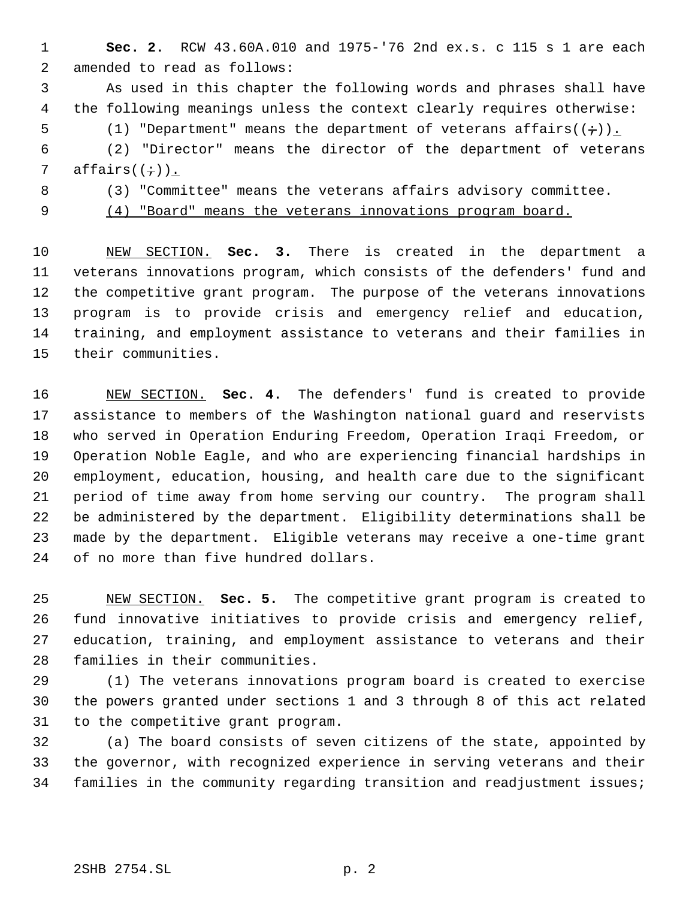**Sec. 2.** RCW 43.60A.010 and 1975-'76 2nd ex.s. c 115 s 1 are each amended to read as follows:

As used in this chapter the following words and phrases shall have the following meanings unless the context clearly requires otherwise:

(1) "Department" means the department of veterans affairs((;)).

(2) "Director" means the director of the department of veterans affairs((;)).

(3) "Committee" means the veterans affairs advisory committee.

(4) "Board" means the veterans innovations program board.

NEW SECTION. **Sec. 3.** There is created in the department a veterans innovations program, which consists of the defenders' fund and the competitive grant program. The purpose of the veterans innovations program is to provide crisis and emergency relief and education, training, and employment assistance to veterans and their families in their communities.

NEW SECTION. **Sec. 4.** The defenders' fund is created to provide assistance to members of the Washington national guard and reservists who served in Operation Enduring Freedom, Operation Iraqi Freedom, or Operation Noble Eagle, and who are experiencing financial hardships in employment, education, housing, and health care due to the significant period of time away from home serving our country. The program shall be administered by the department. Eligibility determinations shall be made by the department. Eligible veterans may receive a one-time grant of no more than five hundred dollars.

NEW SECTION. **Sec. 5.** The competitive grant program is created to fund innovative initiatives to provide crisis and emergency relief, education, training, and employment assistance to veterans and their families in their communities.

(1) The veterans innovations program board is created to exercise the powers granted under sections 1 and 3 through 8 of this act related to the competitive grant program.

(a) The board consists of seven citizens of the state, appointed by the governor, with recognized experience in serving veterans and their families in the community regarding transition and readjustment issues;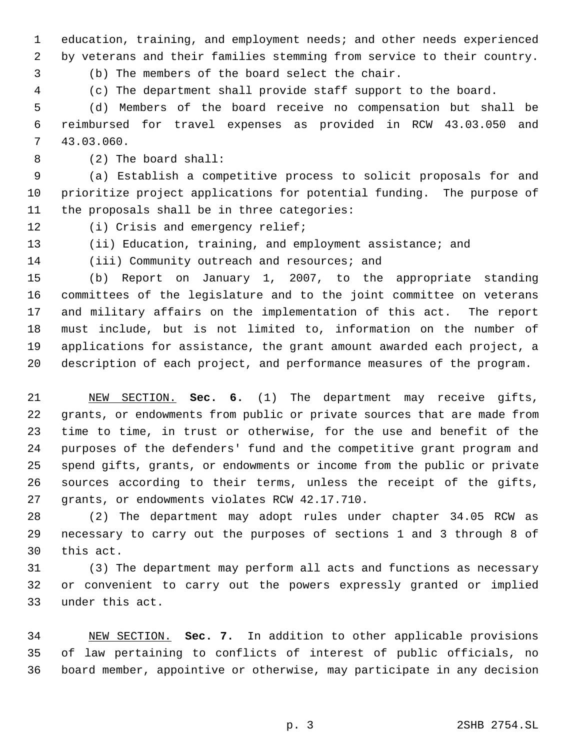education, training, and employment needs; and other needs experienced by veterans and their families stemming from service to their country.

(b) The members of the board select the chair.

(c) The department shall provide staff support to the board.

(d) Members of the board receive no compensation but shall be reimbursed for travel expenses as provided in RCW 43.03.050 and 43.03.060.

(2) The board shall:

(a) Establish a competitive process to solicit proposals for and prioritize project applications for potential funding. The purpose of the proposals shall be in three categories:

(i) Crisis and emergency relief;

(ii) Education, training, and employment assistance; and

(iii) Community outreach and resources; and

(b) Report on January 1, 2007, to the appropriate standing committees of the legislature and to the joint committee on veterans and military affairs on the implementation of this act. The report must include, but is not limited to, information on the number of applications for assistance, the grant amount awarded each project, a description of each project, and performance measures of the program.

NEW SECTION. **Sec. 6.** (1) The department may receive gifts, grants, or endowments from public or private sources that are made from time to time, in trust or otherwise, for the use and benefit of the purposes of the defenders' fund and the competitive grant program and spend gifts, grants, or endowments or income from the public or private sources according to their terms, unless the receipt of the gifts, grants, or endowments violates RCW 42.17.710.

(2) The department may adopt rules under chapter 34.05 RCW as necessary to carry out the purposes of sections 1 and 3 through 8 of this act.

(3) The department may perform all acts and functions as necessary or convenient to carry out the powers expressly granted or implied under this act.

NEW SECTION. **Sec. 7.** In addition to other applicable provisions of law pertaining to conflicts of interest of public officials, no board member, appointive or otherwise, may participate in any decision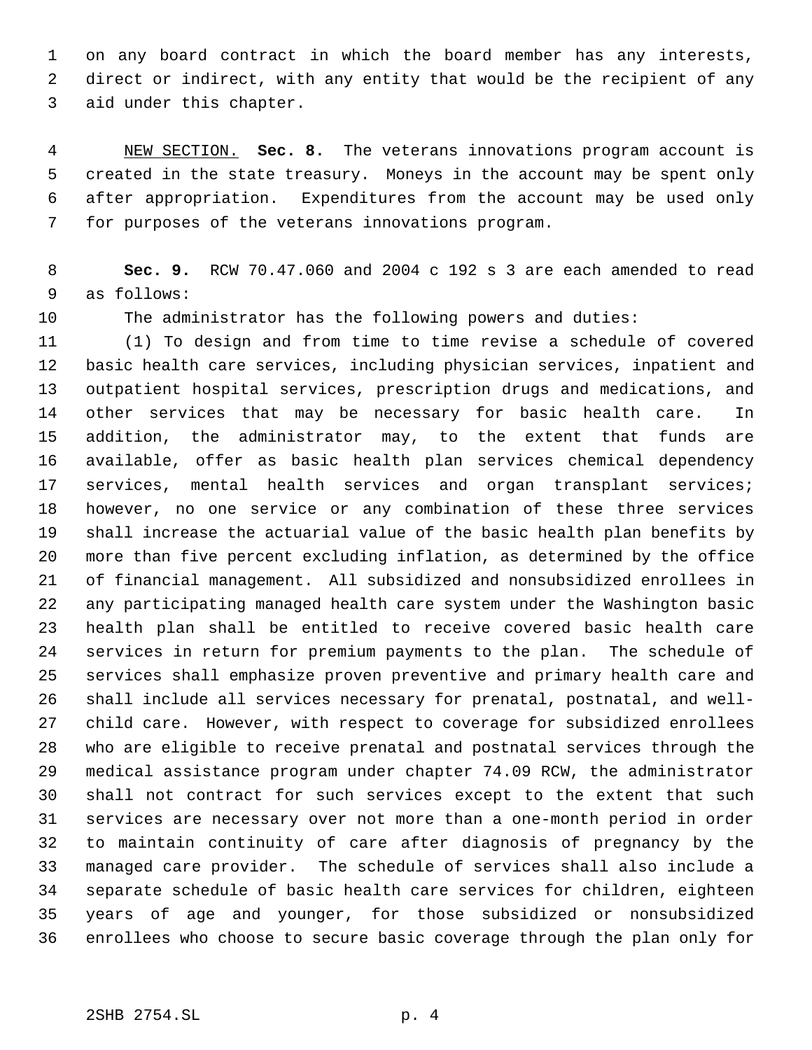on any board contract in which the board member has any interests, direct or indirect, with any entity that would be the recipient of any aid under this chapter.

NEW SECTION. **Sec. 8.** The veterans innovations program account is created in the state treasury. Moneys in the account may be spent only after appropriation. Expenditures from the account may be used only for purposes of the veterans innovations program.

**Sec. 9.** RCW 70.47.060 and 2004 c 192 s 3 are each amended to read as follows:

The administrator has the following powers and duties:

(1) To design and from time to time revise a schedule of covered basic health care services, including physician services, inpatient and outpatient hospital services, prescription drugs and medications, and other services that may be necessary for basic health care. In addition, the administrator may, to the extent that funds are available, offer as basic health plan services chemical dependency services, mental health services and organ transplant services; however, no one service or any combination of these three services shall increase the actuarial value of the basic health plan benefits by more than five percent excluding inflation, as determined by the office of financial management. All subsidized and nonsubsidized enrollees in any participating managed health care system under the Washington basic health plan shall be entitled to receive covered basic health care services in return for premium payments to the plan. The schedule of services shall emphasize proven preventive and primary health care and shall include all services necessary for prenatal, postnatal, and well-child care. However, with respect to coverage for subsidized enrollees who are eligible to receive prenatal and postnatal services through the medical assistance program under chapter 74.09 RCW, the administrator shall not contract for such services except to the extent that such services are necessary over not more than a one-month period in order to maintain continuity of care after diagnosis of pregnancy by the managed care provider. The schedule of services shall also include a separate schedule of basic health care services for children, eighteen years of age and younger, for those subsidized or nonsubsidized enrollees who choose to secure basic coverage through the plan only for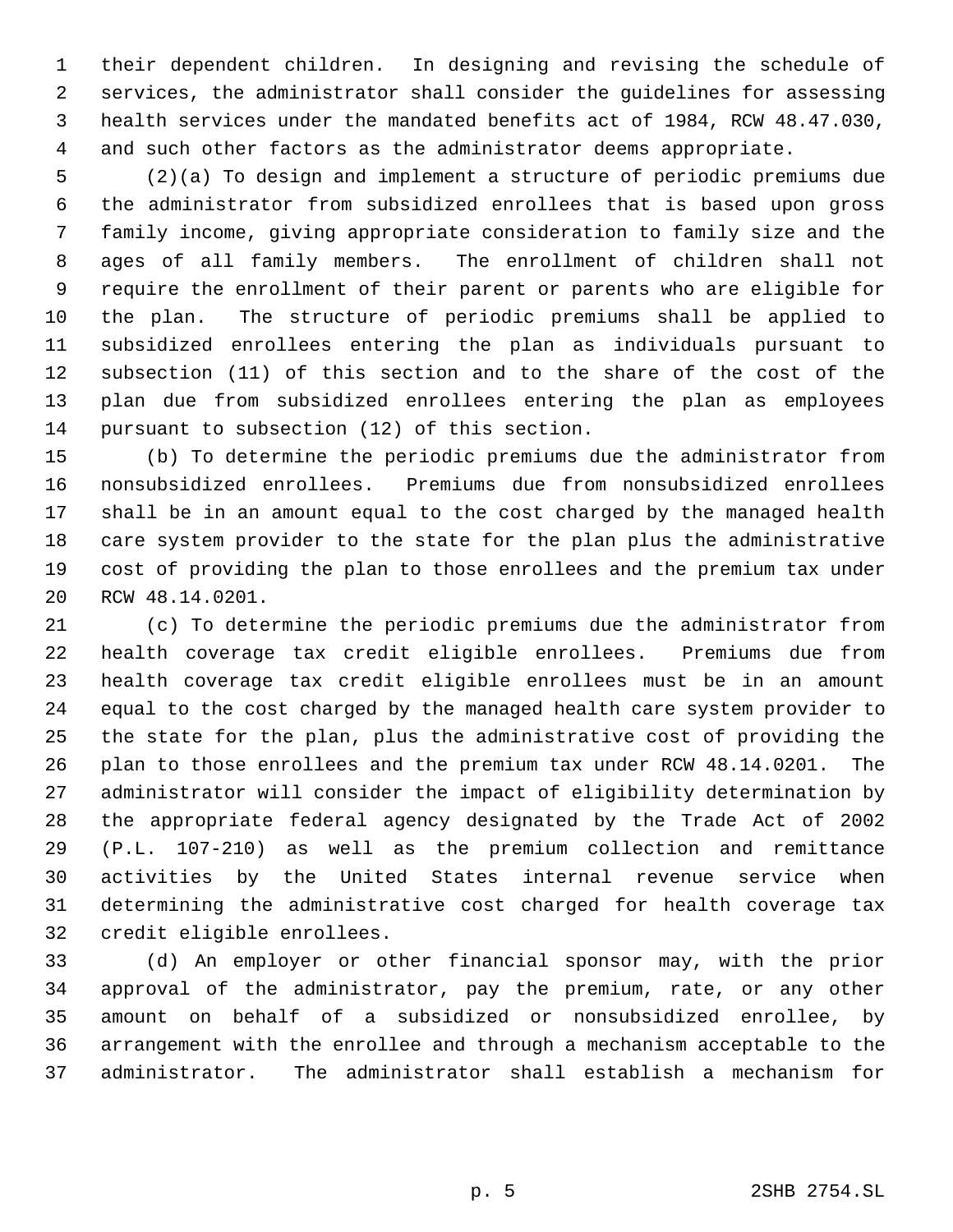their dependent children. In designing and revising the schedule of services, the administrator shall consider the guidelines for assessing health services under the mandated benefits act of 1984, RCW 48.47.030, and such other factors as the administrator deems appropriate.

(2)(a) To design and implement a structure of periodic premiums due the administrator from subsidized enrollees that is based upon gross family income, giving appropriate consideration to family size and the ages of all family members. The enrollment of children shall not require the enrollment of their parent or parents who are eligible for the plan. The structure of periodic premiums shall be applied to subsidized enrollees entering the plan as individuals pursuant to subsection (11) of this section and to the share of the cost of the plan due from subsidized enrollees entering the plan as employees pursuant to subsection (12) of this section.

(b) To determine the periodic premiums due the administrator from nonsubsidized enrollees. Premiums due from nonsubsidized enrollees shall be in an amount equal to the cost charged by the managed health care system provider to the state for the plan plus the administrative cost of providing the plan to those enrollees and the premium tax under RCW 48.14.0201.

(c) To determine the periodic premiums due the administrator from health coverage tax credit eligible enrollees. Premiums due from health coverage tax credit eligible enrollees must be in an amount equal to the cost charged by the managed health care system provider to the state for the plan, plus the administrative cost of providing the plan to those enrollees and the premium tax under RCW 48.14.0201. The administrator will consider the impact of eligibility determination by the appropriate federal agency designated by the Trade Act of 2002 (P.L. 107-210) as well as the premium collection and remittance activities by the United States internal revenue service when determining the administrative cost charged for health coverage tax credit eligible enrollees.

(d) An employer or other financial sponsor may, with the prior approval of the administrator, pay the premium, rate, or any other amount on behalf of a subsidized or nonsubsidized enrollee, by arrangement with the enrollee and through a mechanism acceptable to the administrator. The administrator shall establish a mechanism for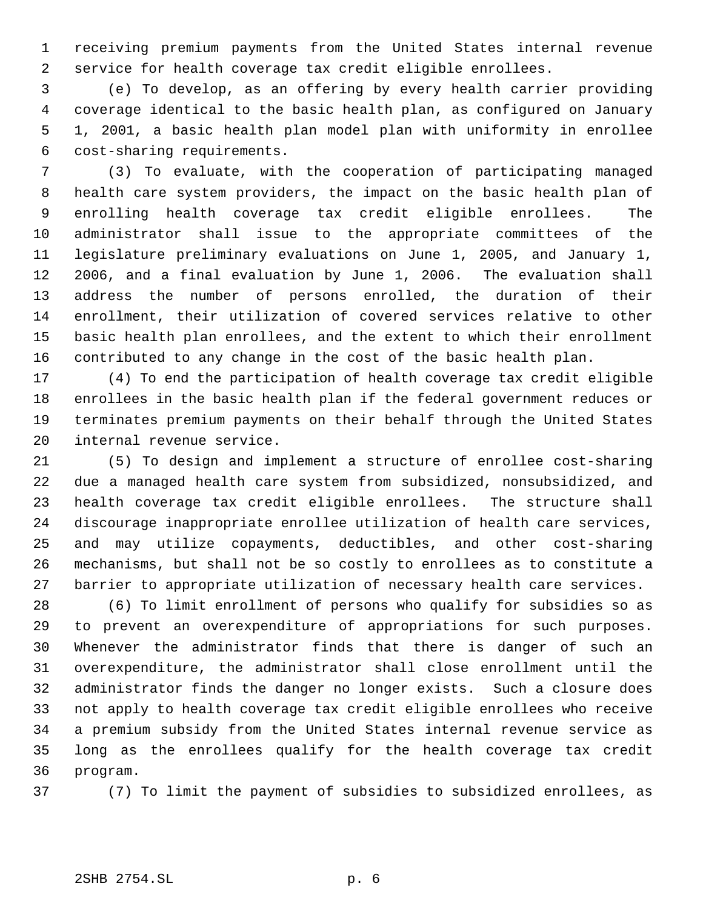receiving premium payments from the United States internal revenue service for health coverage tax credit eligible enrollees.

(e) To develop, as an offering by every health carrier providing coverage identical to the basic health plan, as configured on January 1, 2001, a basic health plan model plan with uniformity in enrollee cost-sharing requirements.

(3) To evaluate, with the cooperation of participating managed health care system providers, the impact on the basic health plan of enrolling health coverage tax credit eligible enrollees. The administrator shall issue to the appropriate committees of the legislature preliminary evaluations on June 1, 2005, and January 1, 2006, and a final evaluation by June 1, 2006. The evaluation shall address the number of persons enrolled, the duration of their enrollment, their utilization of covered services relative to other basic health plan enrollees, and the extent to which their enrollment contributed to any change in the cost of the basic health plan.

(4) To end the participation of health coverage tax credit eligible enrollees in the basic health plan if the federal government reduces or terminates premium payments on their behalf through the United States internal revenue service.

(5) To design and implement a structure of enrollee cost-sharing due a managed health care system from subsidized, nonsubsidized, and health coverage tax credit eligible enrollees. The structure shall discourage inappropriate enrollee utilization of health care services, and may utilize copayments, deductibles, and other cost-sharing mechanisms, but shall not be so costly to enrollees as to constitute a barrier to appropriate utilization of necessary health care services.

(6) To limit enrollment of persons who qualify for subsidies so as to prevent an overexpenditure of appropriations for such purposes. Whenever the administrator finds that there is danger of such an overexpenditure, the administrator shall close enrollment until the administrator finds the danger no longer exists. Such a closure does not apply to health coverage tax credit eligible enrollees who receive a premium subsidy from the United States internal revenue service as long as the enrollees qualify for the health coverage tax credit program.

(7) To limit the payment of subsidies to subsidized enrollees, as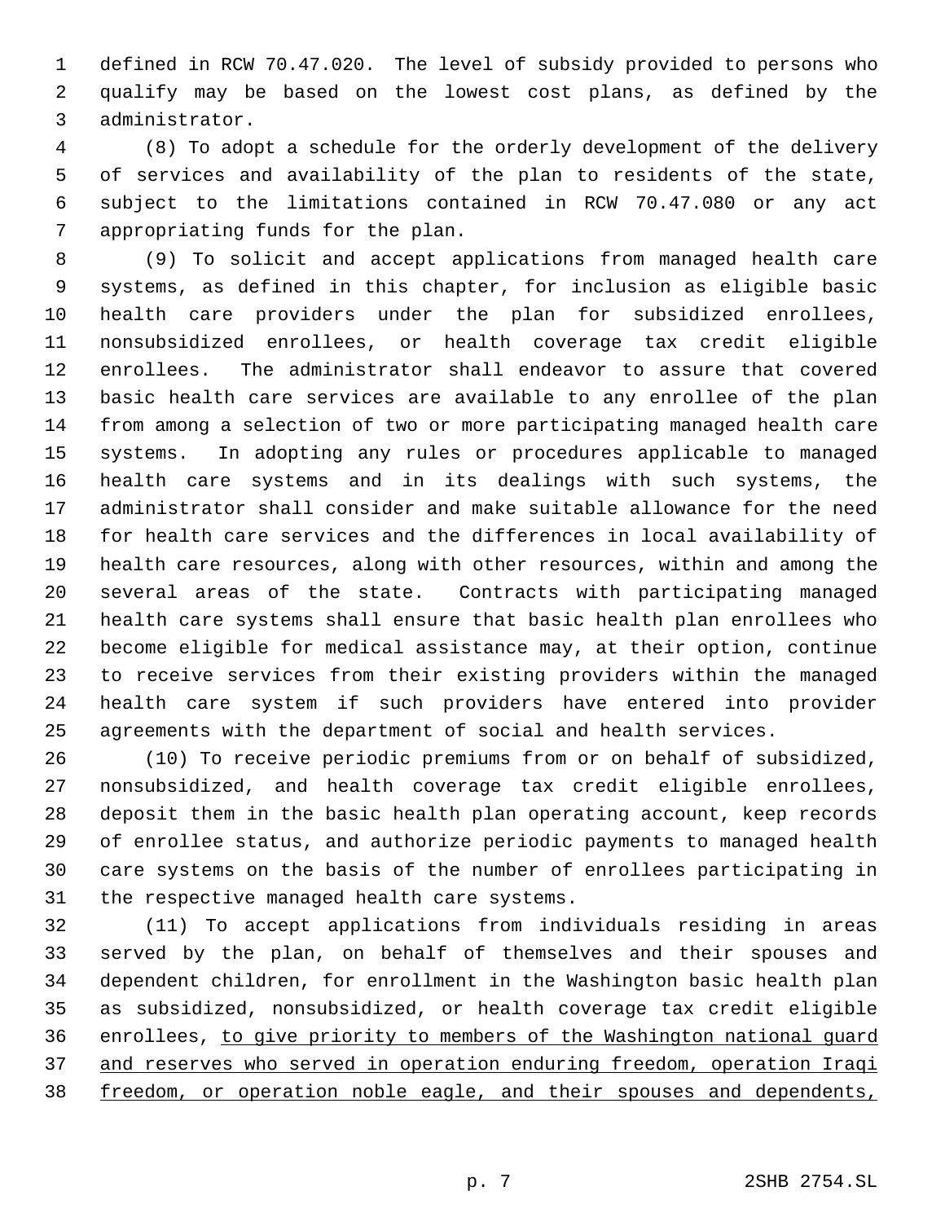defined in RCW 70.47.020. The level of subsidy provided to persons who qualify may be based on the lowest cost plans, as defined by the administrator.

(8) To adopt a schedule for the orderly development of the delivery of services and availability of the plan to residents of the state, subject to the limitations contained in RCW 70.47.080 or any act appropriating funds for the plan.

(9) To solicit and accept applications from managed health care systems, as defined in this chapter, for inclusion as eligible basic health care providers under the plan for subsidized enrollees, nonsubsidized enrollees, or health coverage tax credit eligible enrollees. The administrator shall endeavor to assure that covered basic health care services are available to any enrollee of the plan from among a selection of two or more participating managed health care systems. In adopting any rules or procedures applicable to managed health care systems and in its dealings with such systems, the administrator shall consider and make suitable allowance for the need for health care services and the differences in local availability of health care resources, along with other resources, within and among the several areas of the state. Contracts with participating managed health care systems shall ensure that basic health plan enrollees who become eligible for medical assistance may, at their option, continue to receive services from their existing providers within the managed health care system if such providers have entered into provider agreements with the department of social and health services.

(10) To receive periodic premiums from or on behalf of subsidized, nonsubsidized, and health coverage tax credit eligible enrollees, deposit them in the basic health plan operating account, keep records of enrollee status, and authorize periodic payments to managed health care systems on the basis of the number of enrollees participating in the respective managed health care systems.

(11) To accept applications from individuals residing in areas served by the plan, on behalf of themselves and their spouses and dependent children, for enrollment in the Washington basic health plan as subsidized, nonsubsidized, or health coverage tax credit eligible enrollees, <u>to give priority to members of the Washington national guard and reserves who served in operation enduring freedom, operation Iraqi freedom, or operation noble eagle, and their spouses and dependents,</u>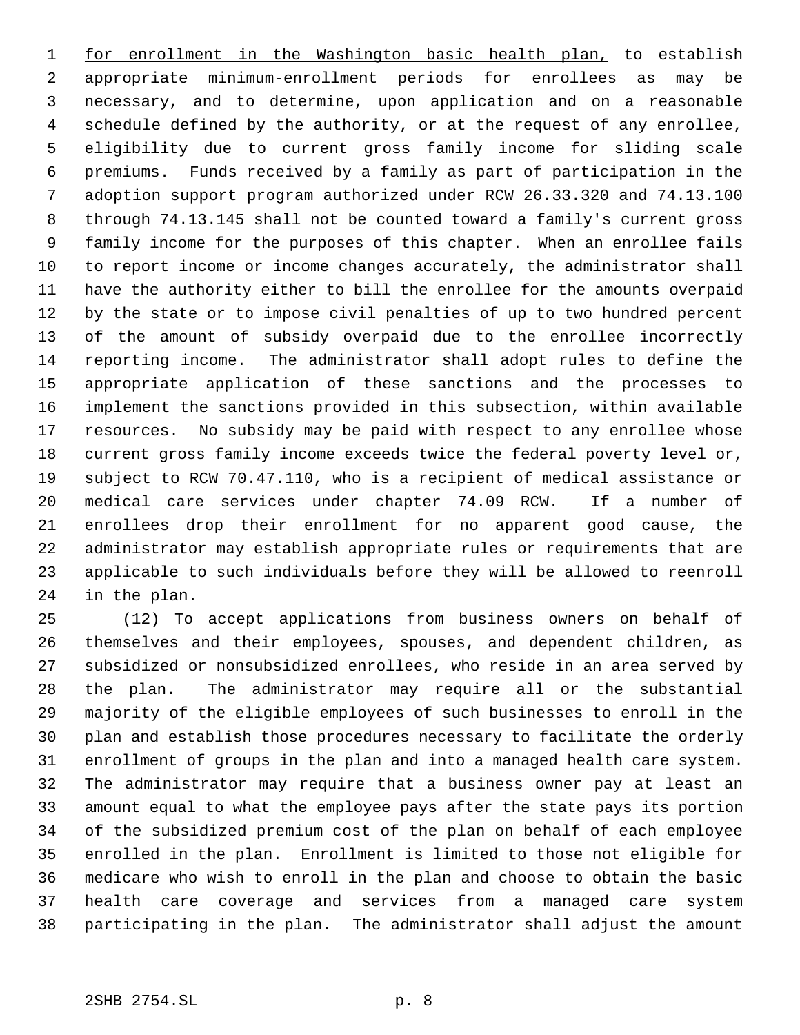for enrollment in the Washington basic health plan, to establish appropriate minimum-enrollment periods for enrollees as may be necessary, and to determine, upon application and on a reasonable schedule defined by the authority, or at the request of any enrollee, eligibility due to current gross family income for sliding scale premiums. Funds received by a family as part of participation in the adoption support program authorized under RCW 26.33.320 and 74.13.100 through 74.13.145 shall not be counted toward a family's current gross family income for the purposes of this chapter. When an enrollee fails to report income or income changes accurately, the administrator shall have the authority either to bill the enrollee for the amounts overpaid by the state or to impose civil penalties of up to two hundred percent of the amount of subsidy overpaid due to the enrollee incorrectly reporting income. The administrator shall adopt rules to define the appropriate application of these sanctions and the processes to implement the sanctions provided in this subsection, within available resources. No subsidy may be paid with respect to any enrollee whose current gross family income exceeds twice the federal poverty level or, subject to RCW 70.47.110, who is a recipient of medical assistance or medical care services under chapter 74.09 RCW. If a number of enrollees drop their enrollment for no apparent good cause, the administrator may establish appropriate rules or requirements that are applicable to such individuals before they will be allowed to reenroll in the plan.

(12) To accept applications from business owners on behalf of themselves and their employees, spouses, and dependent children, as subsidized or nonsubsidized enrollees, who reside in an area served by the plan. The administrator may require all or the substantial majority of the eligible employees of such businesses to enroll in the plan and establish those procedures necessary to facilitate the orderly enrollment of groups in the plan and into a managed health care system. The administrator may require that a business owner pay at least an amount equal to what the employee pays after the state pays its portion of the subsidized premium cost of the plan on behalf of each employee enrolled in the plan. Enrollment is limited to those not eligible for medicare who wish to enroll in the plan and choose to obtain the basic health care coverage and services from a managed care system participating in the plan. The administrator shall adjust the amount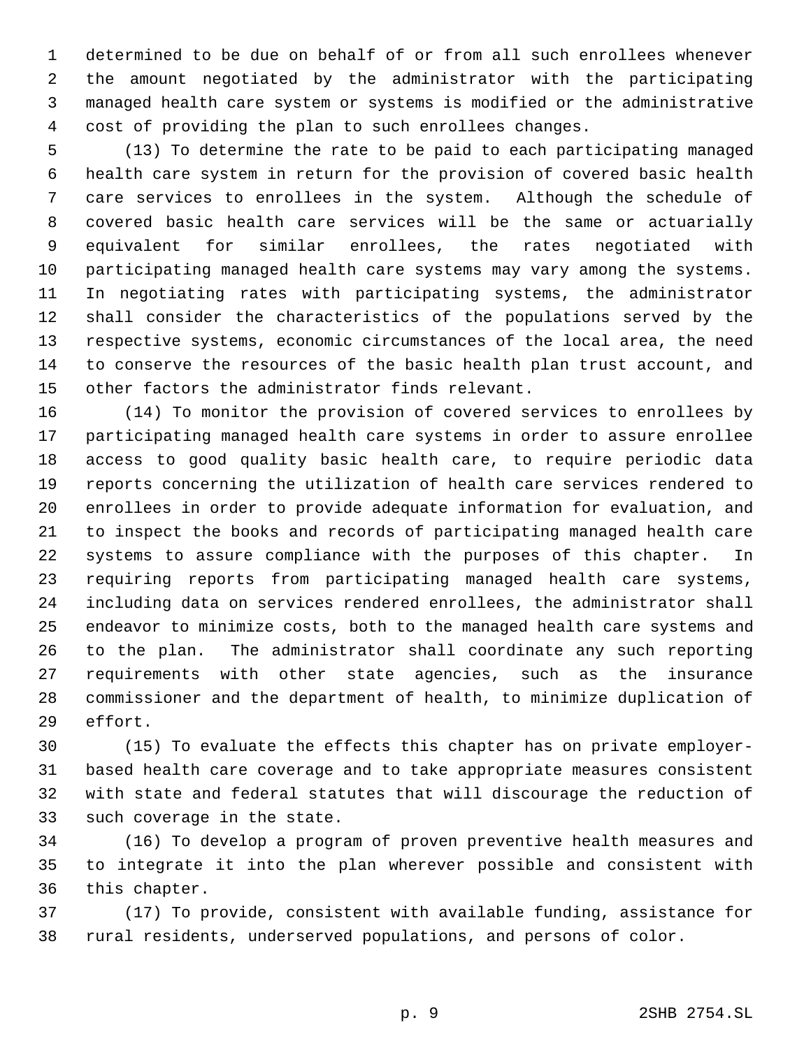determined to be due on behalf of or from all such enrollees whenever the amount negotiated by the administrator with the participating managed health care system or systems is modified or the administrative cost of providing the plan to such enrollees changes.

(13) To determine the rate to be paid to each participating managed health care system in return for the provision of covered basic health care services to enrollees in the system. Although the schedule of covered basic health care services will be the same or actuarially equivalent for similar enrollees, the rates negotiated with participating managed health care systems may vary among the systems. In negotiating rates with participating systems, the administrator shall consider the characteristics of the populations served by the respective systems, economic circumstances of the local area, the need to conserve the resources of the basic health plan trust account, and other factors the administrator finds relevant.

(14) To monitor the provision of covered services to enrollees by participating managed health care systems in order to assure enrollee access to good quality basic health care, to require periodic data reports concerning the utilization of health care services rendered to enrollees in order to provide adequate information for evaluation, and to inspect the books and records of participating managed health care systems to assure compliance with the purposes of this chapter. In requiring reports from participating managed health care systems, including data on services rendered enrollees, the administrator shall endeavor to minimize costs, both to the managed health care systems and to the plan. The administrator shall coordinate any such reporting requirements with other state agencies, such as the insurance commissioner and the department of health, to minimize duplication of effort.

(15) To evaluate the effects this chapter has on private employer-based health care coverage and to take appropriate measures consistent with state and federal statutes that will discourage the reduction of such coverage in the state.

(16) To develop a program of proven preventive health measures and to integrate it into the plan wherever possible and consistent with this chapter.

(17) To provide, consistent with available funding, assistance for rural residents, underserved populations, and persons of color.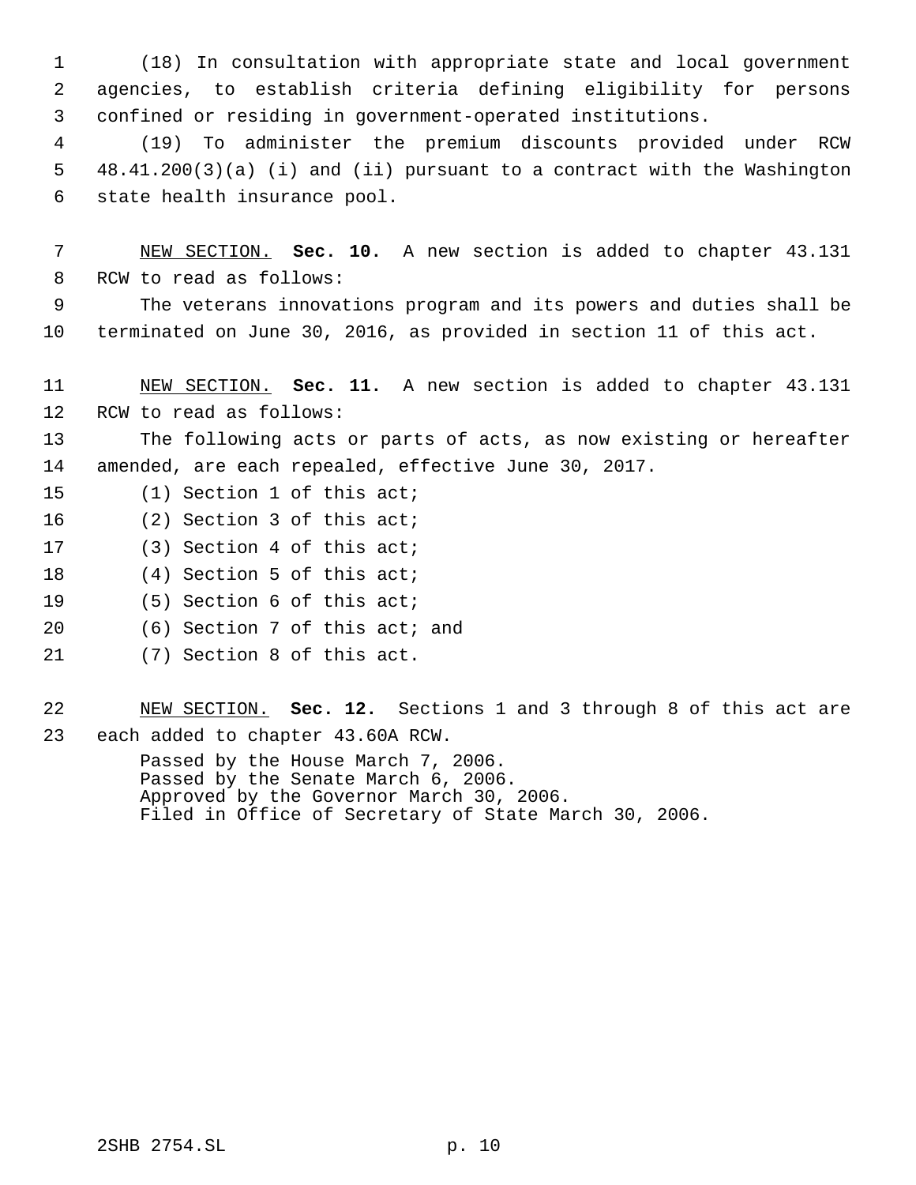(18) In consultation with appropriate state and local government agencies, to establish criteria defining eligibility for persons confined or residing in government-operated institutions.

(19) To administer the premium discounts provided under RCW 48.41.200(3)(a) (i) and (ii) pursuant to a contract with the Washington state health insurance pool.

NEW SECTION. **Sec. 10.** A new section is added to chapter 43.131 RCW to read as follows:

The veterans innovations program and its powers and duties shall be terminated on June 30, 2016, as provided in section 11 of this act.

NEW SECTION. **Sec. 11.** A new section is added to chapter 43.131 RCW to read as follows:

The following acts or parts of acts, as now existing or hereafter amended, are each repealed, effective June 30, 2017.

(1) Section 1 of this act;

(2) Section 3 of this act;

(3) Section 4 of this act;

(4) Section 5 of this act;

(5) Section 6 of this act;

(6) Section 7 of this act; and

(7) Section 8 of this act.

NEW SECTION. **Sec. 12.** Sections 1 and 3 through 8 of this act are each added to chapter 43.60A RCW.

Passed by the House March 7, 2006.
Passed by the Senate March 6, 2006.
Approved by the Governor March 30, 2006.
Filed in Office of Secretary of State March 30, 2006.